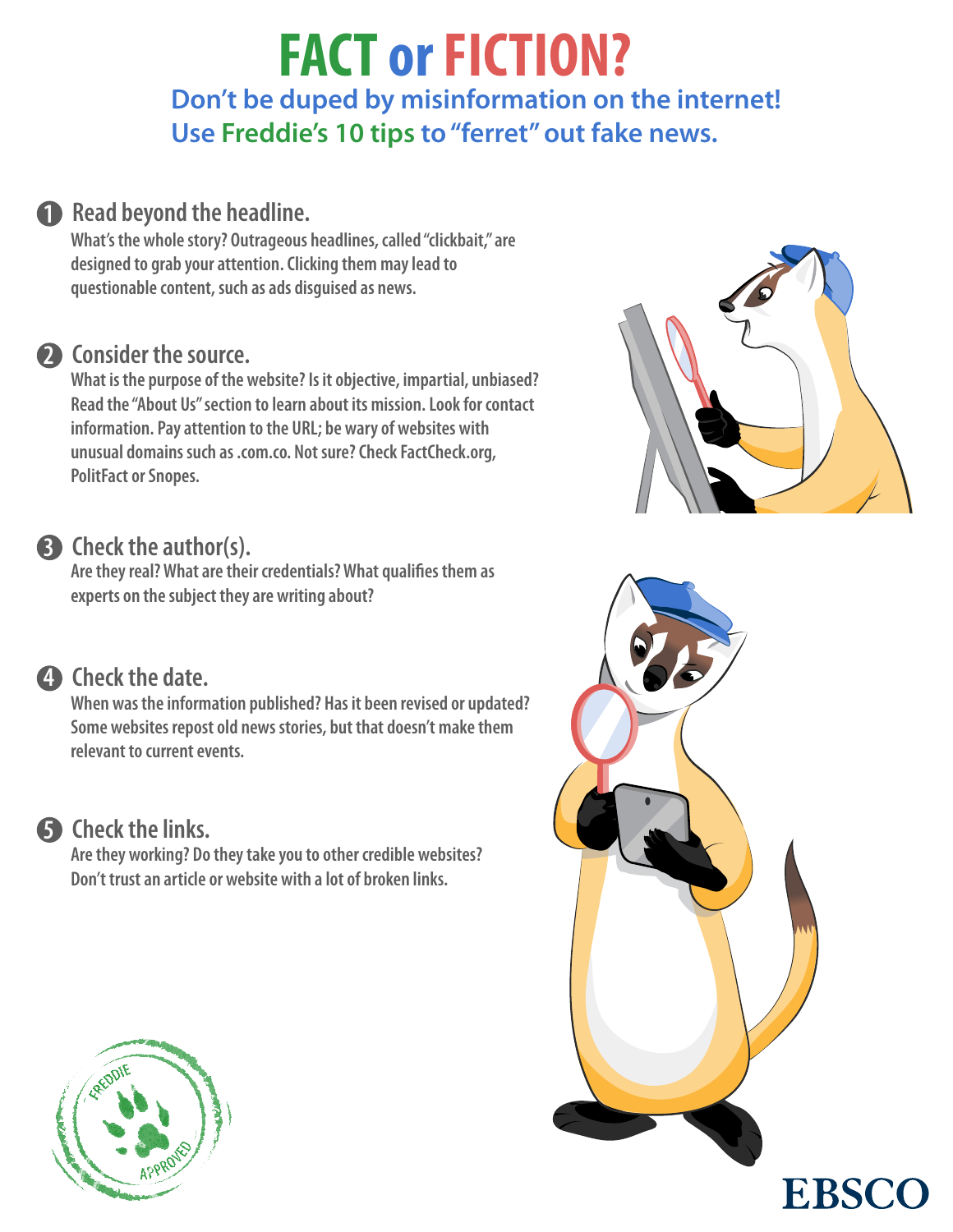# FACT or FICTION?

## Don't be duped by misinformation on the internet! Use Freddie's 10 tips to "ferret" out fake news.

### 1 Read beyond the headline.

What's the whole story? Outrageous headlines, called "clickbait," are designed to grab your attention. Clicking them may lead to questionable content, such as ads disguised as news.

### 2 Consider the source.

What is the purpose of the website? Is it objective, impartial, unbiased? Read the "About Us" section to learn about its mission. Look for contact information. Pay attention to the URL; be wary of websites with unusual domains such as .com.co. Not sure? Check FactCheck.org, PolitFact or Snopes.

### 3 Check the author(s).

Are they real? What are their credentials? What qualifies them as experts on the subject they are writing about?

### 4 Check the date.

When was the information published? Has it been revised or updated? Some websites repost old news stories, but that doesn't make them relevant to current events.

### 5 Check the links.

Are they working? Do they take you to other credible websites? Don't trust an article or website with a lot of broken links.

FREDDIE APPROVED

EBSCO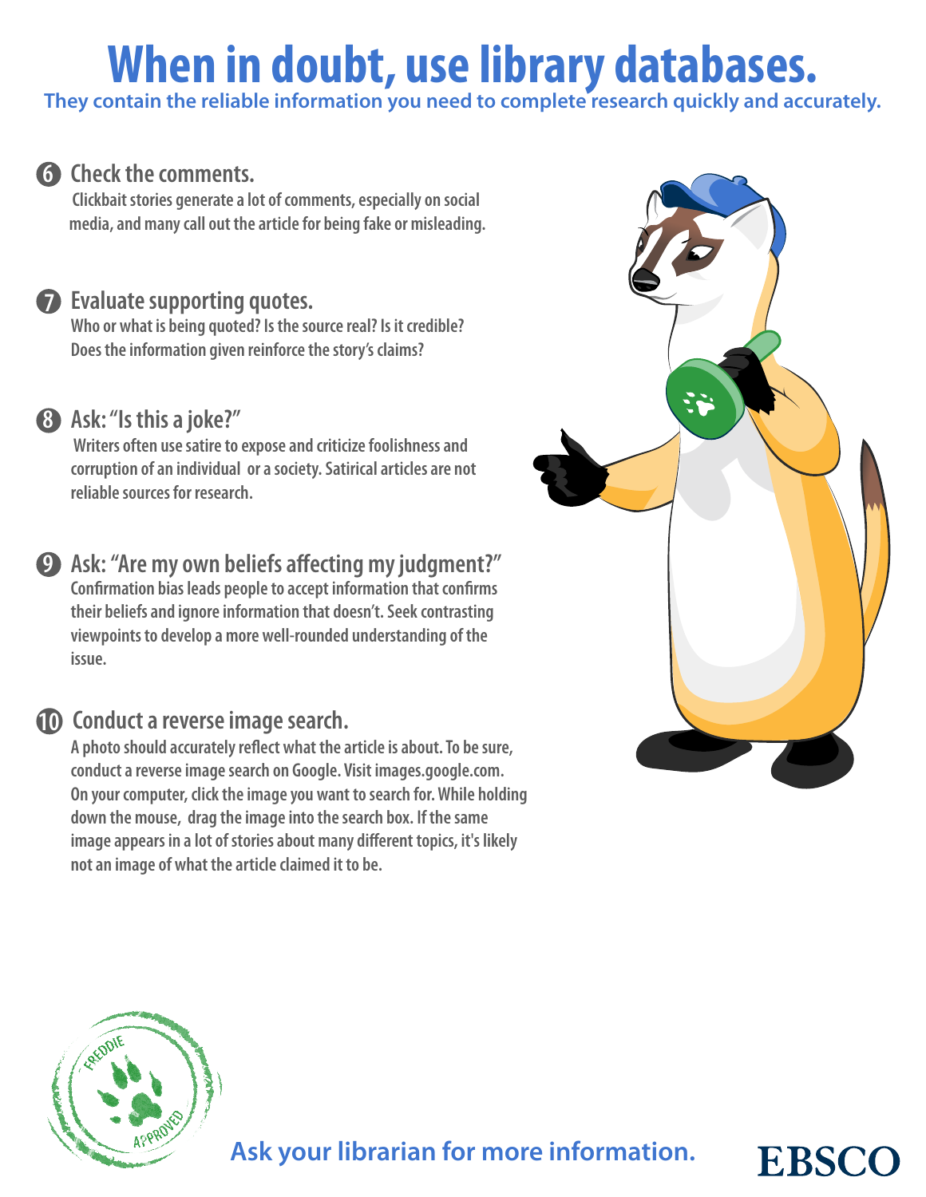# When in doubt, use library databases.

They contain the reliable information you need to complete research quickly and accurately.

## 6 Check the comments.

Clickbait stories generate a lot of comments, especially on social media, and many call out the article for being fake or misleading.

## 7 Evaluate supporting quotes.

Who or what is being quoted? Is the source real? Is it credible? Does the information given reinforce the story's claims?

## 8 Ask: "Is this a joke?"

Writers often use satire to expose and criticize foolishness and corruption of an individual or a society. Satirical articles are not reliable sources for research.

## 9 Ask: "Are my own beliefs affecting my judgment?"

Confirmation bias leads people to accept information that confirms their beliefs and ignore information that doesn't. Seek contrasting viewpoints to develop a more well-rounded understanding of the issue.

## 10 Conduct a reverse image search.

A photo should accurately reflect what the article is about. To be sure, conduct a reverse image search on Google. Visit images.google.com. On your computer, click the image you want to search for. While holding down the mouse, drag the image into the search box. If the same image appears in a lot of stories about many different topics, it's likely not an image of what the article claimed it to be.

FREDDIE APPROVED

Ask your librarian for more information.

EBSCO